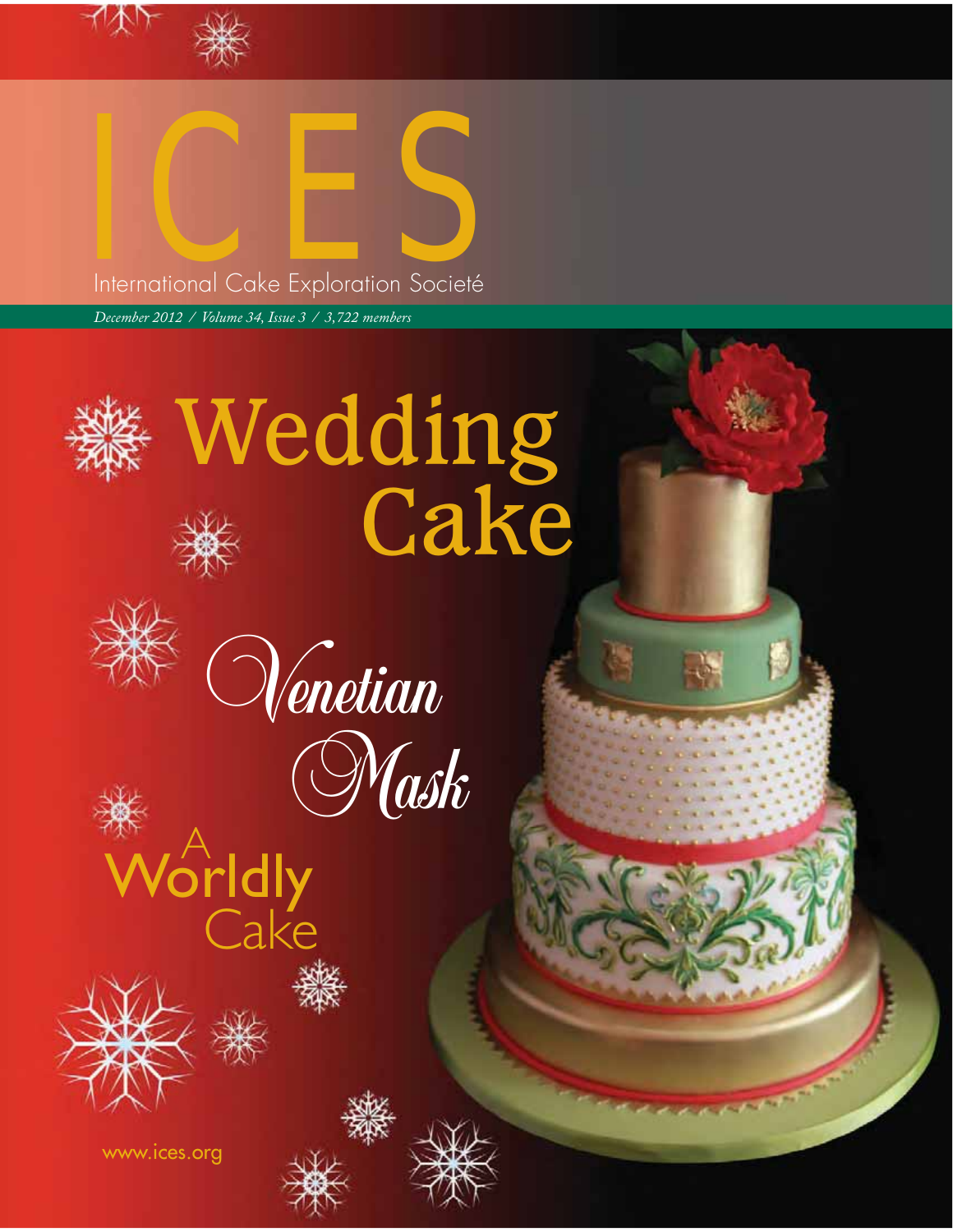# ICES

International Cake Exploration Societé

*December 2012 / Volume 34, Issue 3 / 3,722 members*

## Wedding Cake

## Venetian Mask

## A Worldly Cake

www.ices.org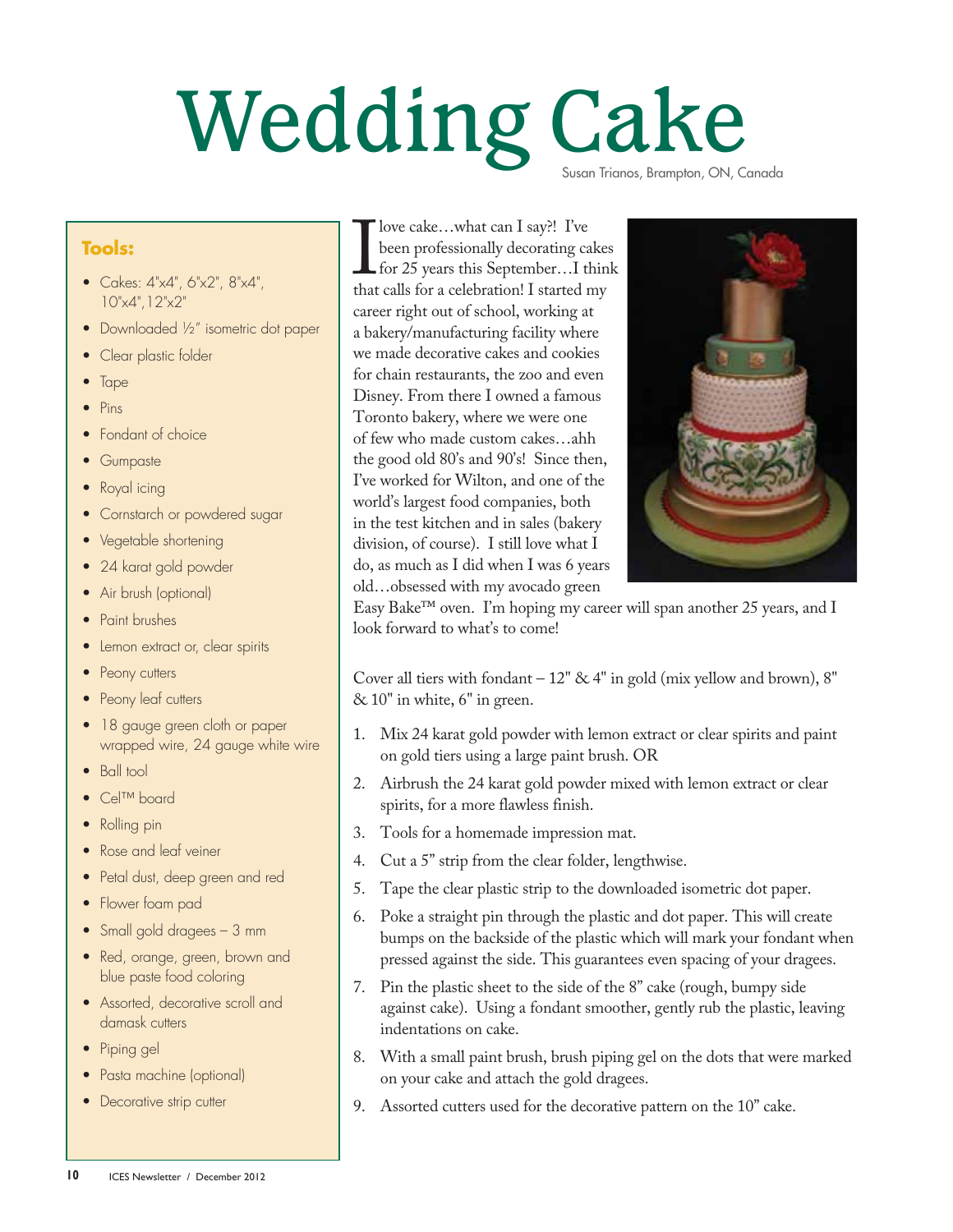# Wedding Cake

Susan Trianos, Brampton, ON, Canada

**Tools:**

- Cakes: 4"x4", 6"x2", 8"x4", 10"x4",12"x2"
- Downloaded ½" isometric dot paper
- Clear plastic folder
- Tape
- Pins
- Fondant of choice
- Gumpaste
- Royal icing
- Cornstarch or powdered sugar
- Vegetable shortening
- 24 karat gold powder
- Air brush (optional)
- Paint brushes
- Lemon extract or, clear spirits
- Peony cutters
- Peony leaf cutters
- 18 gauge green cloth or paper wrapped wire, 24 gauge white wire
- Ball tool
- Cel™ board
- Rolling pin
- Rose and leaf veiner
- Petal dust, deep green and red
- Flower foam pad
- Small gold dragees – 3 mm
- Red, orange, green, brown and blue paste food coloring
- Assorted, decorative scroll and damask cutters
- Piping gel
- Pasta machine (optional)
- Decorative strip cutter

I love cake…what can I say?! I've been professionally decorating cakes for 25 years this September…I think that calls for a celebration! I started my career right out of school, working at a bakery/manufacturing facility where we made decorative cakes and cookies for chain restaurants, the zoo and even Disney. From there I owned a famous Toronto bakery, where we were one of few who made custom cakes…ahh the good old 80's and 90's! Since then, I've worked for Wilton, and one of the world's largest food companies, both in the test kitchen and in sales (bakery division, of course). I still love what I do, as much as I did when I was 6 years old…obsessed with my avocado green Easy Bake™ oven. I'm hoping my career will span another 25 years, and I look forward to what's to come!

Cover all tiers with fondant – 12" & 4" in gold (mix yellow and brown), 8" & 10" in white, 6" in green.

1. Mix 24 karat gold powder with lemon extract or clear spirits and paint on gold tiers using a large paint brush. OR
2. Airbrush the 24 karat gold powder mixed with lemon extract or clear spirits, for a more flawless finish.
3. Tools for a homemade impression mat.
4. Cut a 5" strip from the clear folder, lengthwise.
5. Tape the clear plastic strip to the downloaded isometric dot paper.
6. Poke a straight pin through the plastic and dot paper. This will create bumps on the backside of the plastic which will mark your fondant when pressed against the side. This guarantees even spacing of your dragees.
7. Pin the plastic sheet to the side of the 8" cake (rough, bumpy side against cake). Using a fondant smoother, gently rub the plastic, leaving indentations on cake.
8. With a small paint brush, brush piping gel on the dots that were marked on your cake and attach the gold dragees.
9. Assorted cutters used for the decorative pattern on the 10" cake.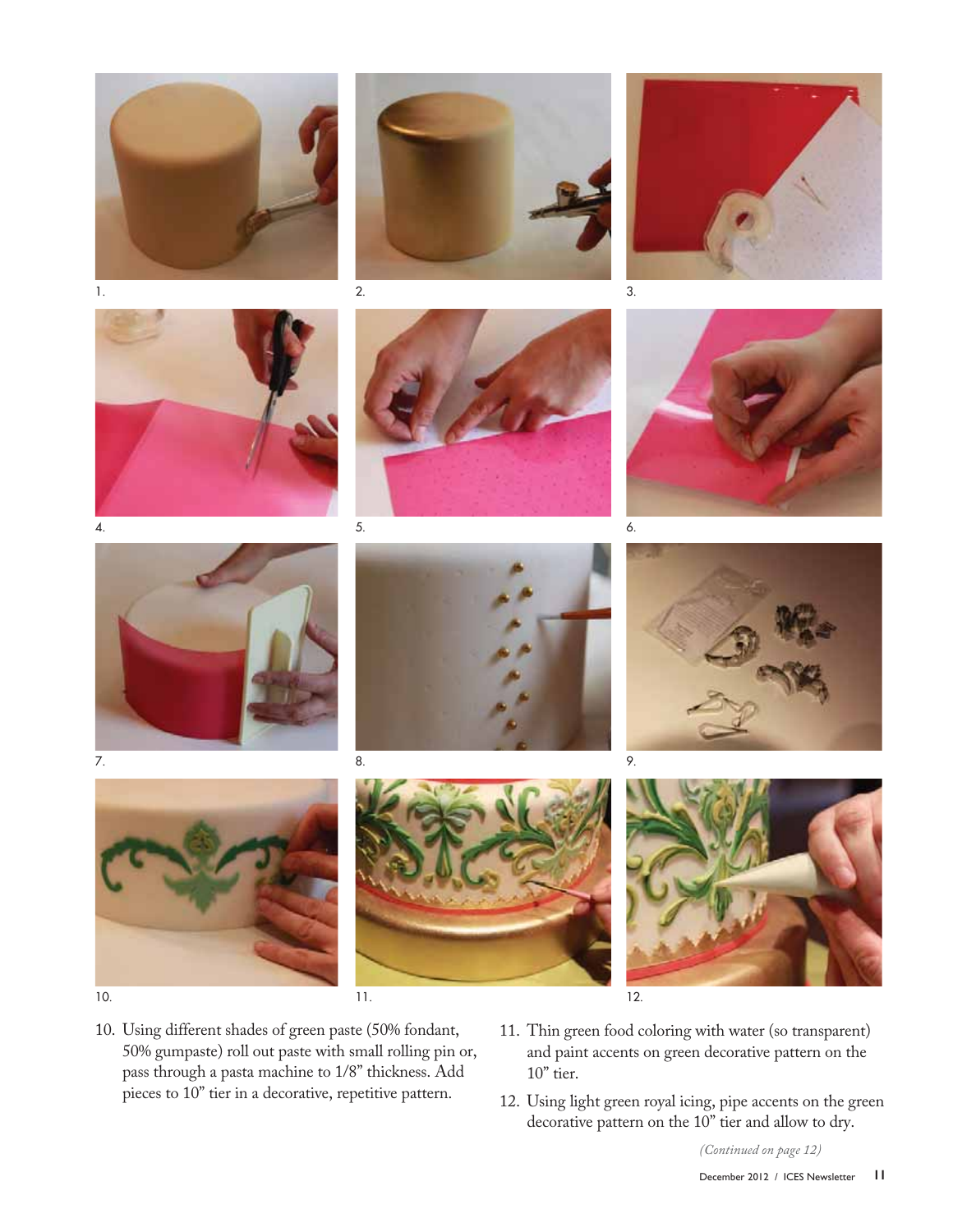1.

2.

3.

4.

5.

6.

7.

8.

9.

10.

11.

12.

10. Using different shades of green paste (50% fondant, 50% gumpaste) roll out paste with small rolling pin or, pass through a pasta machine to 1/8" thickness. Add pieces to 10" tier in a decorative, repetitive pattern.
11. Thin green food coloring with water (so transparent) and paint accents on green decorative pattern on the 10" tier.
12. Using light green royal icing, pipe accents on the green decorative pattern on the 10" tier and allow to dry.

*(Continued on page 12)*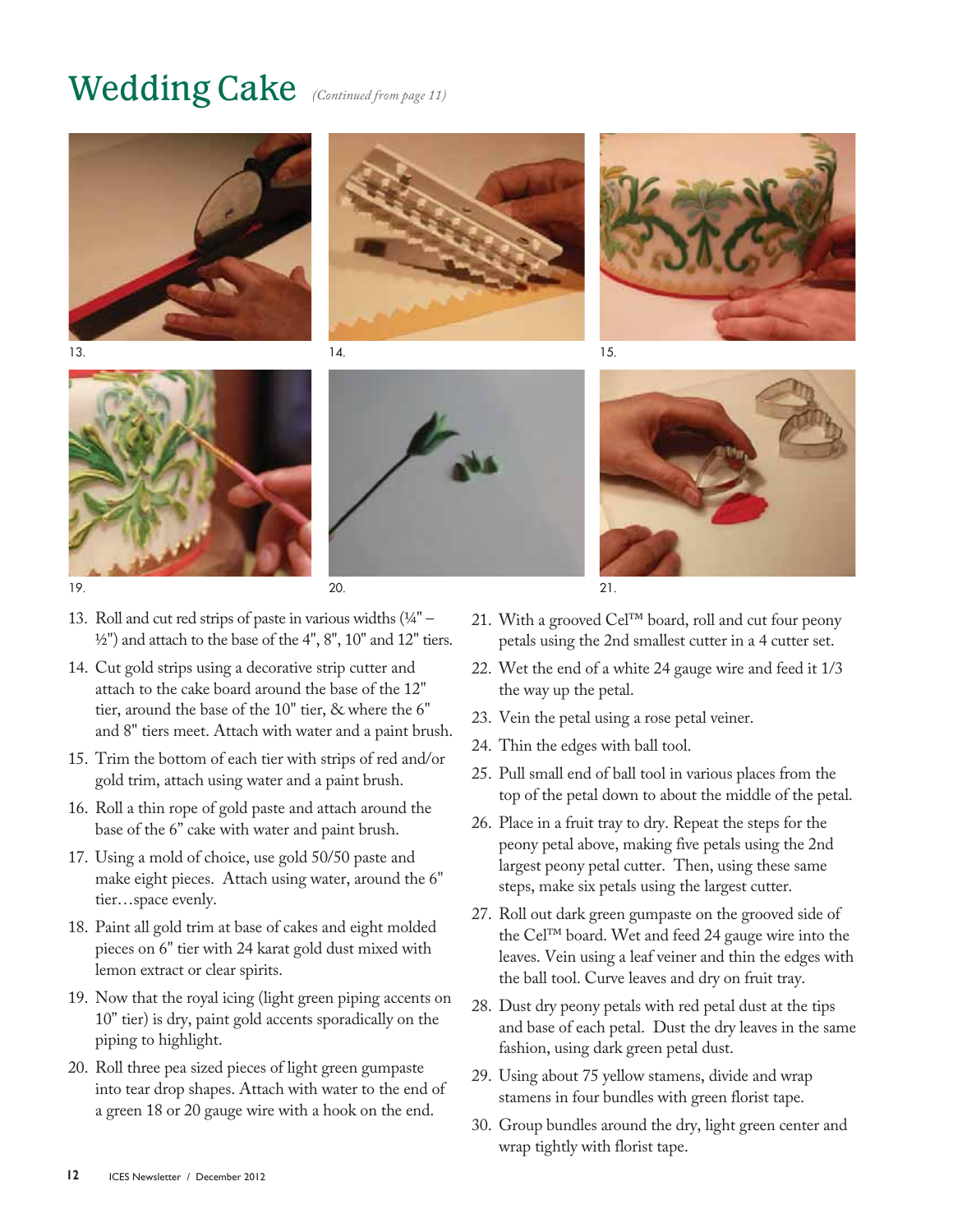# Wedding Cake *(Continued from page 11)*

13.

14.

15.

19.

20.

21.

13. Roll and cut red strips of paste in various widths (¼" – ½") and attach to the base of the 4", 8", 10" and 12" tiers.
14. Cut gold strips using a decorative strip cutter and attach to the cake board around the base of the 12" tier, around the base of the 10" tier, & where the 6" and 8" tiers meet. Attach with water and a paint brush.
15. Trim the bottom of each tier with strips of red and/or gold trim, attach using water and a paint brush.
16. Roll a thin rope of gold paste and attach around the base of the 6" cake with water and paint brush.
17. Using a mold of choice, use gold 50/50 paste and make eight pieces. Attach using water, around the 6" tier…space evenly.
18. Paint all gold trim at base of cakes and eight molded pieces on 6" tier with 24 karat gold dust mixed with lemon extract or clear spirits.
19. Now that the royal icing (light green piping accents on 10" tier) is dry, paint gold accents sporadically on the piping to highlight.
20. Roll three pea sized pieces of light green gumpaste into tear drop shapes. Attach with water to the end of a green 18 or 20 gauge wire with a hook on the end.
21. With a grooved Cel™ board, roll and cut four peony petals using the 2nd smallest cutter in a 4 cutter set.
22. Wet the end of a white 24 gauge wire and feed it 1/3 the way up the petal.
23. Vein the petal using a rose petal veiner.
24. Thin the edges with ball tool.
25. Pull small end of ball tool in various places from the top of the petal down to about the middle of the petal.
26. Place in a fruit tray to dry. Repeat the steps for the peony petal above, making five petals using the 2nd largest peony petal cutter. Then, using these same steps, make six petals using the largest cutter.
27. Roll out dark green gumpaste on the grooved side of the Cel™ board. Wet and feed 24 gauge wire into the leaves. Vein using a leaf veiner and thin the edges with the ball tool. Curve leaves and dry on fruit tray.
28. Dust dry peony petals with red petal dust at the tips and base of each petal. Dust the dry leaves in the same fashion, using dark green petal dust.
29. Using about 75 yellow stamens, divide and wrap stamens in four bundles with green florist tape.
30. Group bundles around the dry, light green center and wrap tightly with florist tape.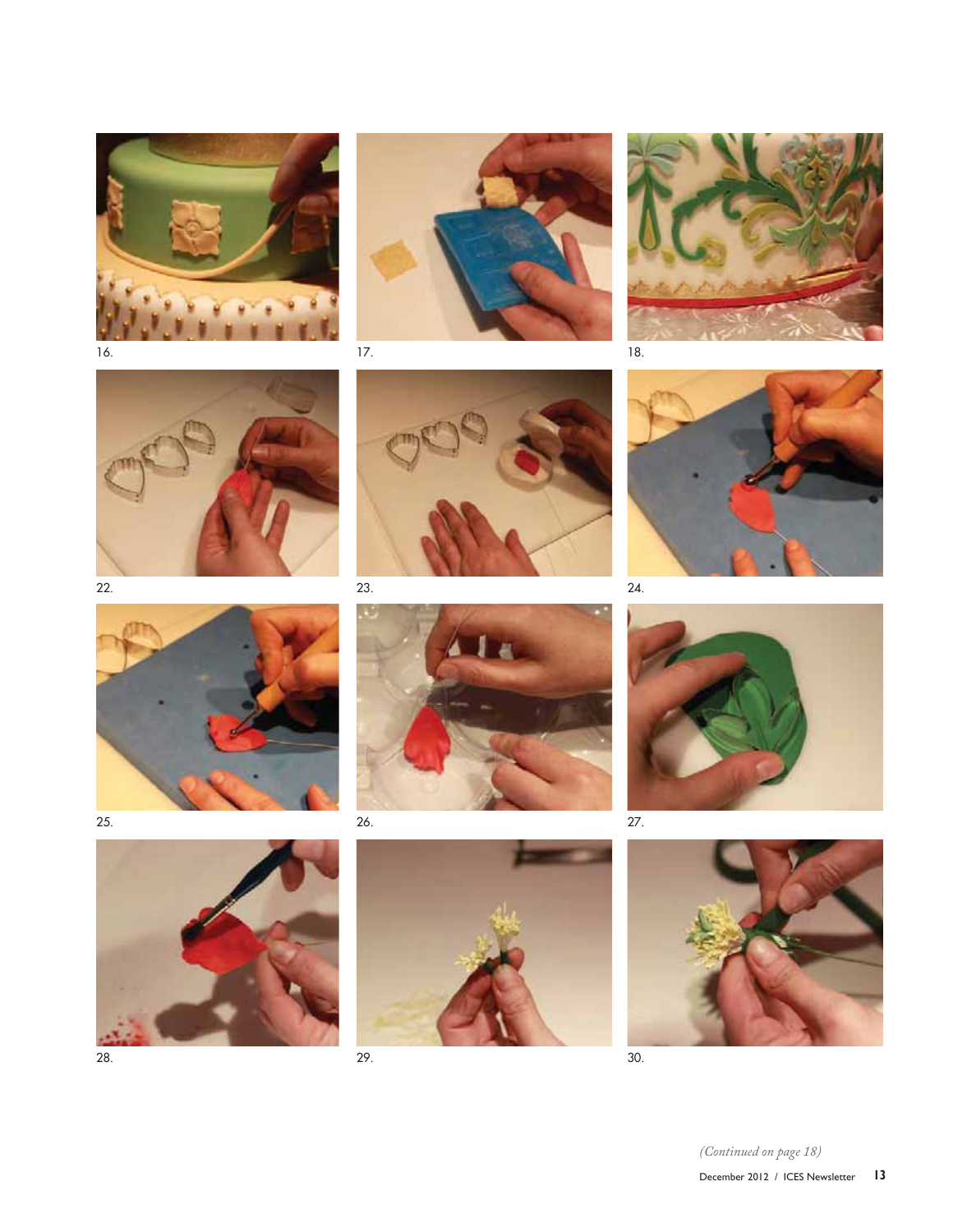16.

17.

18.

22.

23.

24.

25.

26.

27.

28.

29.

30.

*(Continued on page 18)*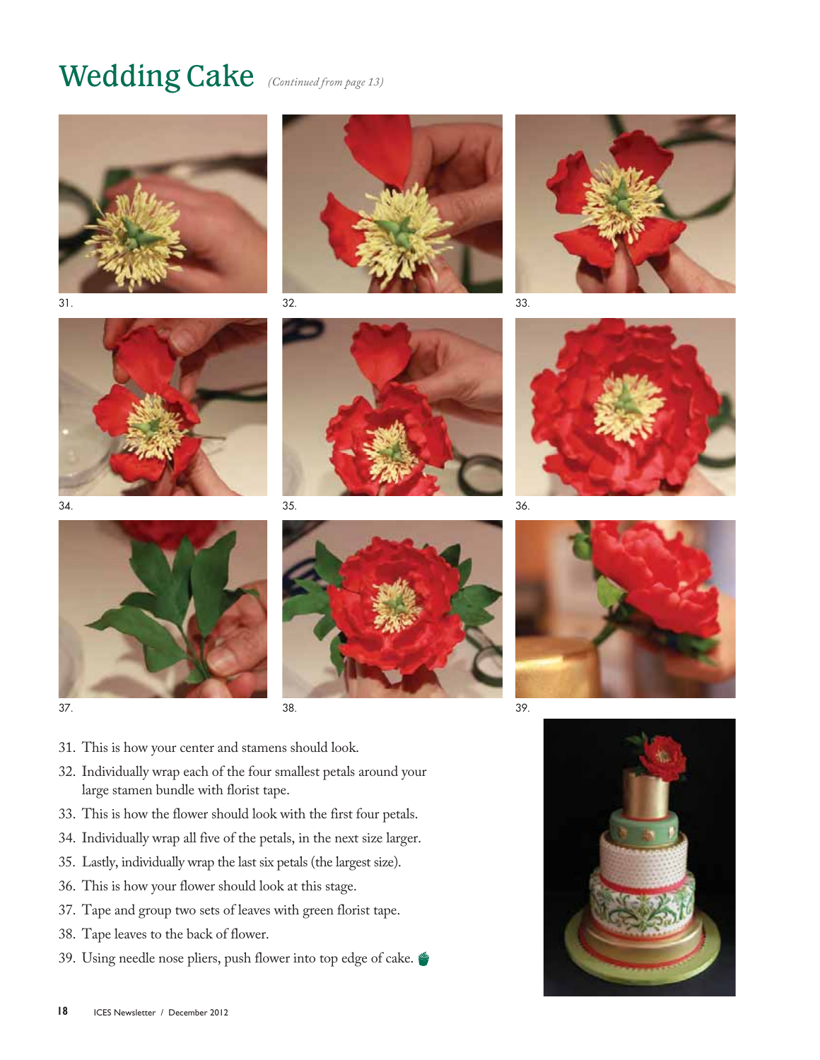# Wedding Cake *(Continued from page 13)*

31.

32.

33.

34.

35.

36.

37.

38.

39.

31. This is how your center and stamens should look.
32. Individually wrap each of the four smallest petals around your large stamen bundle with florist tape.
33. This is how the flower should look with the first four petals.
34. Individually wrap all five of the petals, in the next size larger.
35. Lastly, individually wrap the last six petals (the largest size).
36. This is how your flower should look at this stage.
37. Tape and group two sets of leaves with green florist tape.
38. Tape leaves to the back of flower.
39. Using needle nose pliers, push flower into top edge of cake.